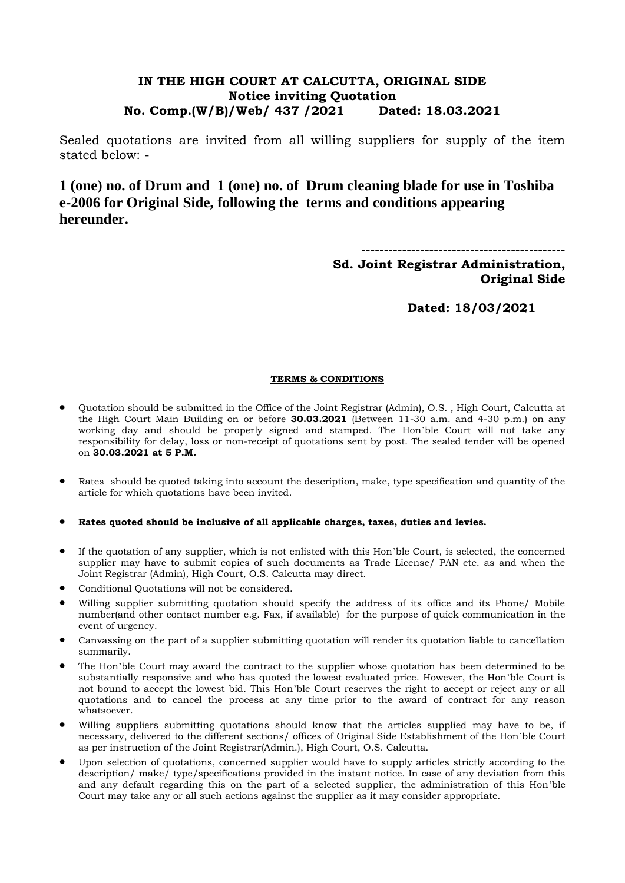# IN THE HIGH COURT AT CALCUTTA, ORIGINAL SIDE

## Notice inviting Quotation

**No. Comp.(W/B)/Web/ 437 /2021 Dated: 18.03.2021**

Sealed quotations are invited from all willing suppliers for supply of the item stated below: -

**1 (one) no. of Drum and 1 (one) no. of Drum cleaning blade for use in Toshiba e-2006 for Original Side, following the terms and conditions appearing hereunder.**

---------------------------------------------

**Sd. Joint Registrar Administration,**
**Original Side**

**Dated: 18/03/2021**

**TERMS & CONDITIONS**

- Quotation should be submitted in the Office of the Joint Registrar (Admin), O.S. , High Court, Calcutta at the High Court Main Building on or before **30.03.2021** (Between 11-30 a.m. and 4-30 p.m.) on any working day and should be properly signed and stamped. The Hon'ble Court will not take any responsibility for delay, loss or non-receipt of quotations sent by post. The sealed tender will be opened on **30.03.2021 at 5 P.M.**
- Rates should be quoted taking into account the description, make, type specification and quantity of the article for which quotations have been invited.
- **Rates quoted should be inclusive of all applicable charges, taxes, duties and levies.**
- If the quotation of any supplier, which is not enlisted with this Hon'ble Court, is selected, the concerned supplier may have to submit copies of such documents as Trade License/ PAN etc. as and when the Joint Registrar (Admin), High Court, O.S. Calcutta may direct.
- Conditional Quotations will not be considered.
- Willing supplier submitting quotation should specify the address of its office and its Phone/ Mobile number(and other contact number e.g. Fax, if available) for the purpose of quick communication in the event of urgency.
- Canvassing on the part of a supplier submitting quotation will render its quotation liable to cancellation summarily.
- The Hon'ble Court may award the contract to the supplier whose quotation has been determined to be substantially responsive and who has quoted the lowest evaluated price. However, the Hon'ble Court is not bound to accept the lowest bid. This Hon'ble Court reserves the right to accept or reject any or all quotations and to cancel the process at any time prior to the award of contract for any reason whatsoever.
- Willing suppliers submitting quotations should know that the articles supplied may have to be, if necessary, delivered to the different sections/ offices of Original Side Establishment of the Hon'ble Court as per instruction of the Joint Registrar(Admin.), High Court, O.S. Calcutta.
- Upon selection of quotations, concerned supplier would have to supply articles strictly according to the description/ make/ type/specifications provided in the instant notice. In case of any deviation from this and any default regarding this on the part of a selected supplier, the administration of this Hon'ble Court may take any or all such actions against the supplier as it may consider appropriate.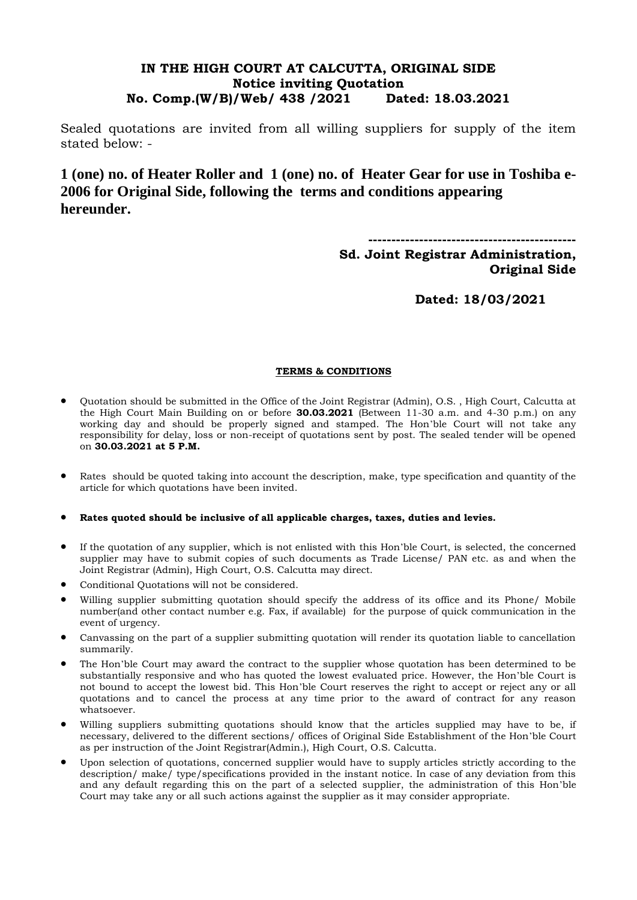**IN THE HIGH COURT AT CALCUTTA, ORIGINAL SIDE**
**Notice inviting Quotation**
**No. Comp.(W/B)/Web/ 438 /2021 Dated: 18.03.2021**

Sealed quotations are invited from all willing suppliers for supply of the item stated below: -

**1 (one) no. of Heater Roller and 1 (one) no. of Heater Gear for use in Toshiba e-2006 for Original Side, following the terms and conditions appearing hereunder.**

---------------------------------------------
**Sd. Joint Registrar Administration,**
**Original Side**

**Dated: 18/03/2021**

**<u>TERMS & CONDITIONS</u>**

- Quotation should be submitted in the Office of the Joint Registrar (Admin), O.S. , High Court, Calcutta at the High Court Main Building on or before **30.03.2021** (Between 11-30 a.m. and 4-30 p.m.) on any working day and should be properly signed and stamped. The Hon'ble Court will not take any responsibility for delay, loss or non-receipt of quotations sent by post. The sealed tender will be opened on **30.03.2021 at 5 P.M.**
- Rates should be quoted taking into account the description, make, type specification and quantity of the article for which quotations have been invited.
- **Rates quoted should be inclusive of all applicable charges, taxes, duties and levies.**
- If the quotation of any supplier, which is not enlisted with this Hon'ble Court, is selected, the concerned supplier may have to submit copies of such documents as Trade License/ PAN etc. as and when the Joint Registrar (Admin), High Court, O.S. Calcutta may direct.
- Conditional Quotations will not be considered.
- Willing supplier submitting quotation should specify the address of its office and its Phone/ Mobile number(and other contact number e.g. Fax, if available) for the purpose of quick communication in the event of urgency.
- Canvassing on the part of a supplier submitting quotation will render its quotation liable to cancellation summarily.
- The Hon'ble Court may award the contract to the supplier whose quotation has been determined to be substantially responsive and who has quoted the lowest evaluated price. However, the Hon'ble Court is not bound to accept the lowest bid. This Hon'ble Court reserves the right to accept or reject any or all quotations and to cancel the process at any time prior to the award of contract for any reason whatsoever.
- Willing suppliers submitting quotations should know that the articles supplied may have to be, if necessary, delivered to the different sections/ offices of Original Side Establishment of the Hon'ble Court as per instruction of the Joint Registrar(Admin.), High Court, O.S. Calcutta.
- Upon selection of quotations, concerned supplier would have to supply articles strictly according to the description/ make/ type/specifications provided in the instant notice. In case of any deviation from this and any default regarding this on the part of a selected supplier, the administration of this Hon'ble Court may take any or all such actions against the supplier as it may consider appropriate.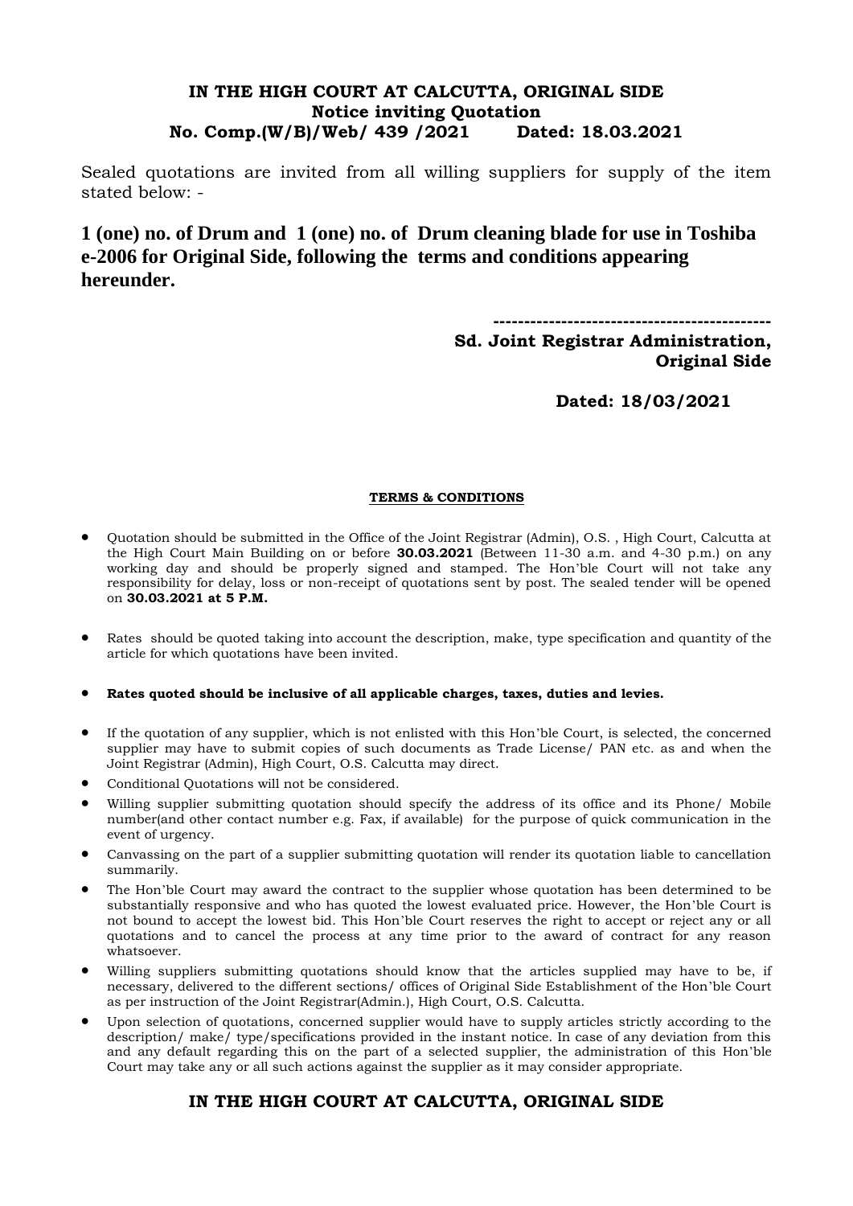# IN THE HIGH COURT AT CALCUTTA, ORIGINAL SIDE

## Notice inviting Quotation

## No. Comp.(W/B)/Web/ 439 /2021 Dated: 18.03.2021

Sealed quotations are invited from all willing suppliers for supply of the item stated below: -

**1 (one) no. of Drum and 1 (one) no. of Drum cleaning blade for use in Toshiba e-2006 for Original Side, following the terms and conditions appearing hereunder.**

---------------------------------------------

**Sd. Joint Registrar Administration,**
**Original Side**

**Dated: 18/03/2021**

### TERMS & CONDITIONS

- Quotation should be submitted in the Office of the Joint Registrar (Admin), O.S. , High Court, Calcutta at the High Court Main Building on or before **30.03.2021** (Between 11-30 a.m. and 4-30 p.m.) on any working day and should be properly signed and stamped. The Hon'ble Court will not take any responsibility for delay, loss or non-receipt of quotations sent by post. The sealed tender will be opened on **30.03.2021 at 5 P.M.**
- Rates should be quoted taking into account the description, make, type specification and quantity of the article for which quotations have been invited.
- **Rates quoted should be inclusive of all applicable charges, taxes, duties and levies.**
- If the quotation of any supplier, which is not enlisted with this Hon'ble Court, is selected, the concerned supplier may have to submit copies of such documents as Trade License/ PAN etc. as and when the Joint Registrar (Admin), High Court, O.S. Calcutta may direct.
- Conditional Quotations will not be considered.
- Willing supplier submitting quotation should specify the address of its office and its Phone/ Mobile number(and other contact number e.g. Fax, if available) for the purpose of quick communication in the event of urgency.
- Canvassing on the part of a supplier submitting quotation will render its quotation liable to cancellation summarily.
- The Hon'ble Court may award the contract to the supplier whose quotation has been determined to be substantially responsive and who has quoted the lowest evaluated price. However, the Hon'ble Court is not bound to accept the lowest bid. This Hon'ble Court reserves the right to accept or reject any or all quotations and to cancel the process at any time prior to the award of contract for any reason whatsoever.
- Willing suppliers submitting quotations should know that the articles supplied may have to be, if necessary, delivered to the different sections/ offices of Original Side Establishment of the Hon'ble Court as per instruction of the Joint Registrar(Admin.), High Court, O.S. Calcutta.
- Upon selection of quotations, concerned supplier would have to supply articles strictly according to the description/ make/ type/specifications provided in the instant notice. In case of any deviation from this and any default regarding this on the part of a selected supplier, the administration of this Hon'ble Court may take any or all such actions against the supplier as it may consider appropriate.

# IN THE HIGH COURT AT CALCUTTA, ORIGINAL SIDE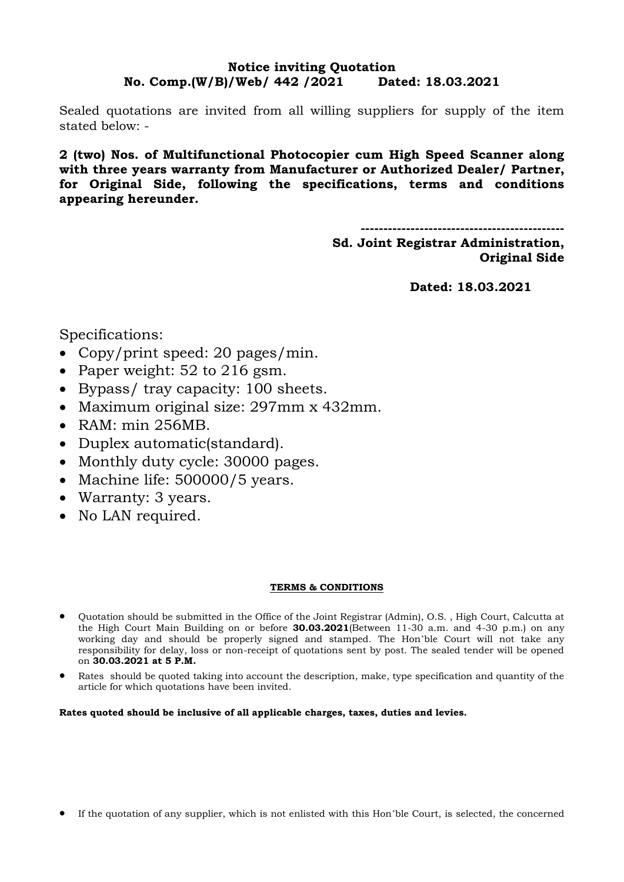**Notice inviting Quotation**
**No. Comp.(W/B)/Web/ 442 /2021 Dated: 18.03.2021**

Sealed quotations are invited from all willing suppliers for supply of the item stated below: -

**2 (two) Nos. of Multifunctional Photocopier cum High Speed Scanner along with three years warranty from Manufacturer or Authorized Dealer/ Partner, for Original Side, following the specifications, terms and conditions appearing hereunder.**

**--------------------------------------------**
**Sd. Joint Registrar Administration,**
**Original Side**

**Dated: 18.03.2021**

Specifications:

- Copy/print speed: 20 pages/min.
- Paper weight: 52 to 216 gsm.
- Bypass/ tray capacity: 100 sheets.
- Maximum original size: 297mm x 432mm.
- RAM: min 256MB.
- Duplex automatic(standard).
- Monthly duty cycle: 30000 pages.
- Machine life: 500000/5 years.
- Warranty: 3 years.
- No LAN required.

**TERMS & CONDITIONS**

- Quotation should be submitted in the Office of the Joint Registrar (Admin), O.S. , High Court, Calcutta at the High Court Main Building on or before **30.03.2021**(Between 11-30 a.m. and 4-30 p.m.) on any working day and should be properly signed and stamped. The Hon'ble Court will not take any responsibility for delay, loss or non-receipt of quotations sent by post. The sealed tender will be opened on **30.03.2021 at 5 P.M.**
- Rates should be quoted taking into account the description, make, type specification and quantity of the article for which quotations have been invited.

**Rates quoted should be inclusive of all applicable charges, taxes, duties and levies.**

- If the quotation of any supplier, which is not enlisted with this Hon'ble Court, is selected, the concerned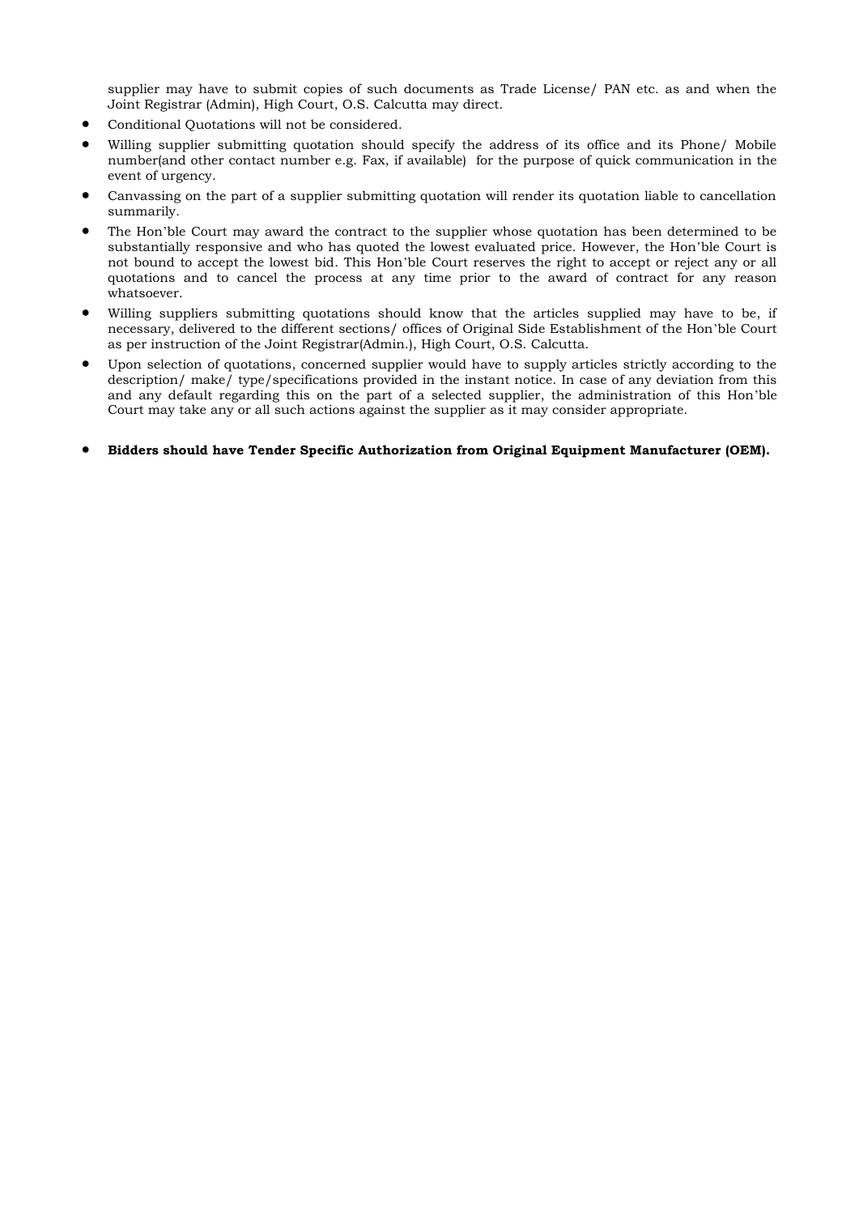supplier may have to submit copies of such documents as Trade License/ PAN etc. as and when the Joint Registrar (Admin), High Court, O.S. Calcutta may direct.

- Conditional Quotations will not be considered.
- Willing supplier submitting quotation should specify the address of its office and its Phone/ Mobile number(and other contact number e.g. Fax, if available) for the purpose of quick communication in the event of urgency.
- Canvassing on the part of a supplier submitting quotation will render its quotation liable to cancellation summarily.
- The Hon'ble Court may award the contract to the supplier whose quotation has been determined to be substantially responsive and who has quoted the lowest evaluated price. However, the Hon'ble Court is not bound to accept the lowest bid. This Hon'ble Court reserves the right to accept or reject any or all quotations and to cancel the process at any time prior to the award of contract for any reason whatsoever.
- Willing suppliers submitting quotations should know that the articles supplied may have to be, if necessary, delivered to the different sections/ offices of Original Side Establishment of the Hon'ble Court as per instruction of the Joint Registrar(Admin.), High Court, O.S. Calcutta.
- Upon selection of quotations, concerned supplier would have to supply articles strictly according to the description/ make/ type/specifications provided in the instant notice. In case of any deviation from this and any default regarding this on the part of a selected supplier, the administration of this Hon'ble Court may take any or all such actions against the supplier as it may consider appropriate.
- **Bidders should have Tender Specific Authorization from Original Equipment Manufacturer (OEM).**